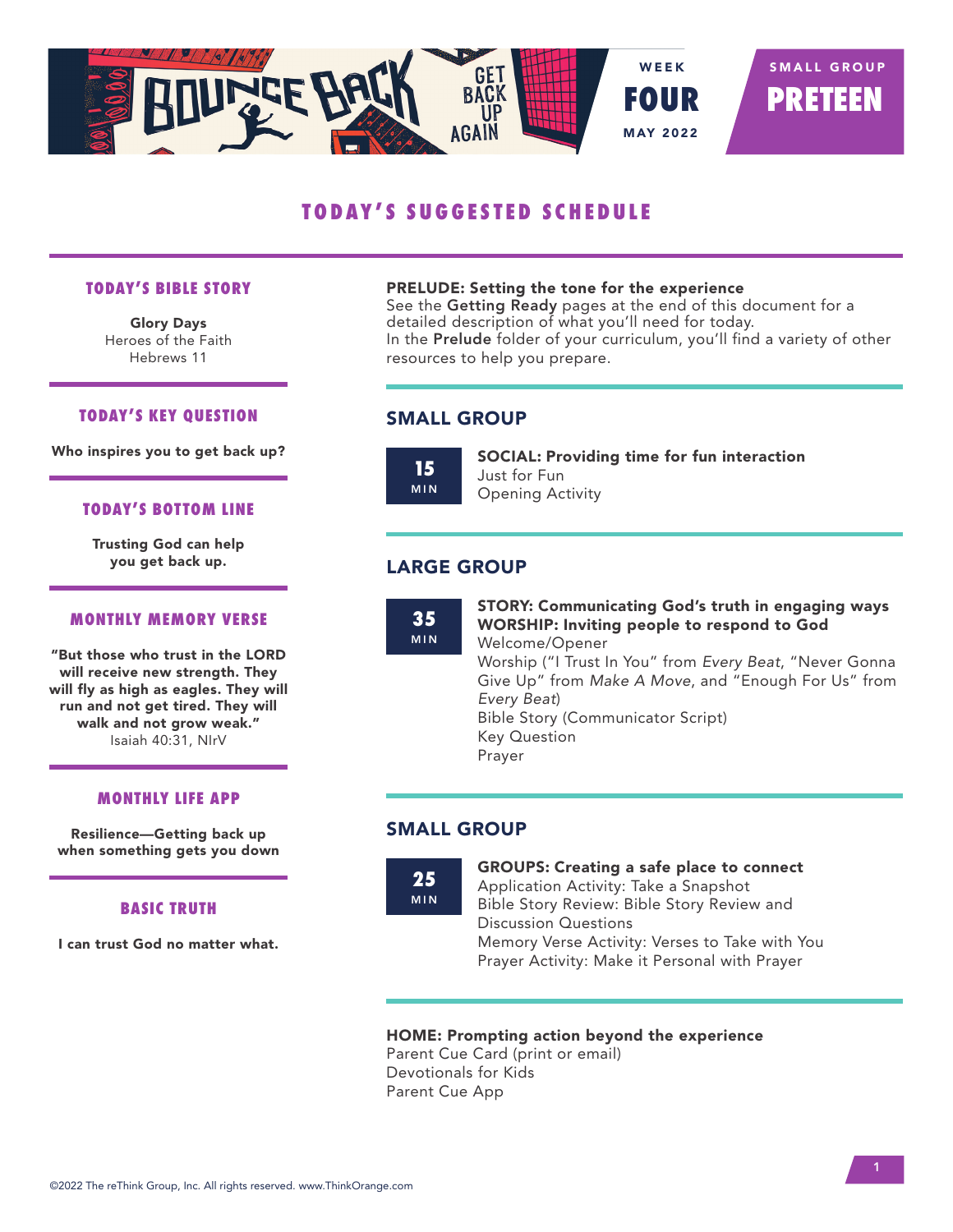BOUNCE BACK — GET BACK UP AGAIN

WEEK **FOUR** MAY 2022

SMALL GROUP **PRETEEN**

# TODAY'S SUGGESTED SCHEDULE

## TODAY'S BIBLE STORY

**Glory Days**
Heroes of the Faith
Hebrews 11

## TODAY'S KEY QUESTION

**Who inspires you to get back up?**

## TODAY'S BOTTOM LINE

**Trusting God can help you get back up.**

## MONTHLY MEMORY VERSE

**"But those who trust in the LORD will receive new strength. They will fly as high as eagles. They will run and not get tired. They will walk and not grow weak."**
Isaiah 40:31, NIrV

## MONTHLY LIFE APP

**Resilience—Getting back up when something gets you down**

## BASIC TRUTH

**I can trust God no matter what.**

---

**PRELUDE: Setting the tone for the experience**
See the **Getting Ready** pages at the end of this document for a detailed description of what you'll need for today.
In the **Prelude** folder of your curriculum, you'll find a variety of other resources to help you prepare.

## SMALL GROUP

**15 MIN**

**SOCIAL: Providing time for fun interaction**
Just for Fun
Opening Activity

## LARGE GROUP

**35 MIN**

**STORY: Communicating God's truth in engaging ways**
**WORSHIP: Inviting people to respond to God**
Welcome/Opener
Worship ("I Trust In You" from *Every Beat*, "Never Gonna Give Up" from *Make A Move*, and "Enough For Us" from *Every Beat*)
Bible Story (Communicator Script)
Key Question
Prayer

## SMALL GROUP

**25 MIN**

**GROUPS: Creating a safe place to connect**
Application Activity: Take a Snapshot
Bible Story Review: Bible Story Review and Discussion Questions
Memory Verse Activity: Verses to Take with You
Prayer Activity: Make it Personal with Prayer

**HOME: Prompting action beyond the experience**
Parent Cue Card (print or email)
Devotionals for Kids
Parent Cue App

©2022 The reThink Group, Inc. All rights reserved. www.ThinkOrange.com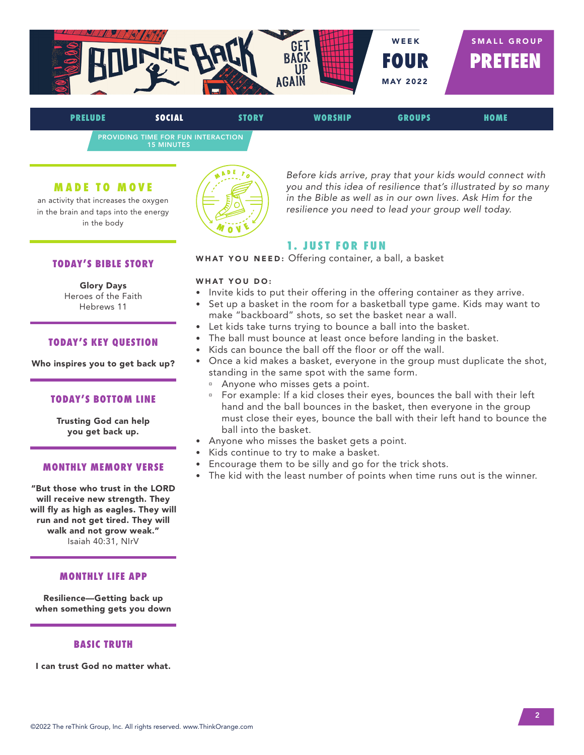BOUNCE BACK — GET BACK UP AGAIN

WEEK **FOUR** MAY 2022

SMALL GROUP **PRETEEN**

PRELUDE | SOCIAL | STORY | WORSHIP | GROUPS | HOME

PROVIDING TIME FOR FUN INTERACTION
15 MINUTES

## MADE TO MOVE

an activity that increases the oxygen in the brain and taps into the energy in the body

### TODAY'S BIBLE STORY

**Glory Days**
Heroes of the Faith
Hebrews 11

### TODAY'S KEY QUESTION

**Who inspires you to get back up?**

### TODAY'S BOTTOM LINE

**Trusting God can help you get back up.**

### MONTHLY MEMORY VERSE

**"But those who trust in the LORD will receive new strength. They will fly as high as eagles. They will run and not get tired. They will walk and not grow weak."**
Isaiah 40:31, NIrV

### MONTHLY LIFE APP

**Resilience—Getting back up when something gets you down**

### BASIC TRUTH

**I can trust God no matter what.**

*Before kids arrive, pray that your kids would connect with you and this idea of resilience that's illustrated by so many in the Bible as well as in our own lives. Ask Him for the resilience you need to lead your group well today.*

## 1. JUST FOR FUN

**WHAT YOU NEED:** Offering container, a ball, a basket

**WHAT YOU DO:**

- Invite kids to put their offering in the offering container as they arrive.
- Set up a basket in the room for a basketball type game. Kids may want to make "backboard" shots, so set the basket near a wall.
- Let kids take turns trying to bounce a ball into the basket.
- The ball must bounce at least once before landing in the basket.
- Kids can bounce the ball off the floor or off the wall.
- Once a kid makes a basket, everyone in the group must duplicate the shot, standing in the same spot with the same form.
  - Anyone who misses gets a point.
  - For example: If a kid closes their eyes, bounces the ball with their left hand and the ball bounces in the basket, then everyone in the group must close their eyes, bounce the ball with their left hand to bounce the ball into the basket.
- Anyone who misses the basket gets a point.
- Kids continue to try to make a basket.
- Encourage them to be silly and go for the trick shots.
- The kid with the least number of points when time runs out is the winner.

©2022 The reThink Group, Inc. All rights reserved. www.ThinkOrange.com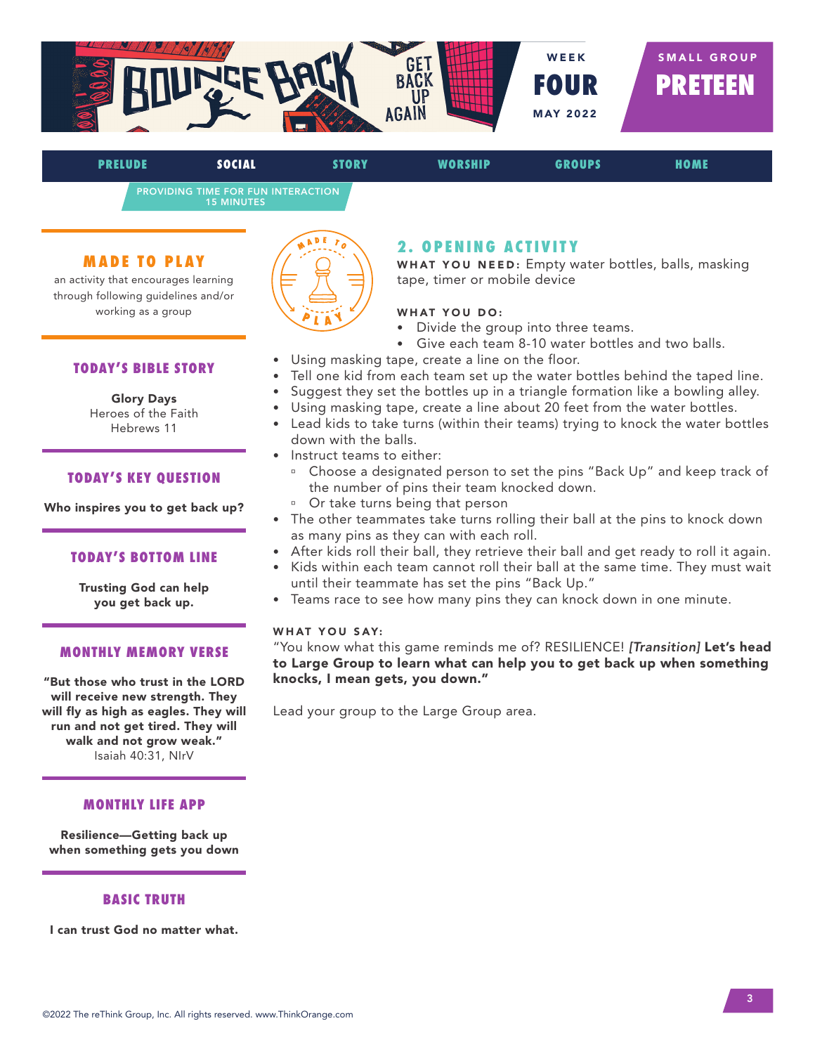# BOUNCE BACK — GET BACK UP AGAIN

WEEK **FOUR** MAY 2022

SMALL GROUP **PRETEEN**

PRELUDE | **SOCIAL** | STORY | WORSHIP | GROUPS | HOME

PROVIDING TIME FOR FUN INTERACTION
15 MINUTES

## MADE TO PLAY

an activity that encourages learning through following guidelines and/or working as a group

### TODAY'S BIBLE STORY

**Glory Days**
Heroes of the Faith
Hebrews 11

### TODAY'S KEY QUESTION

**Who inspires you to get back up?**

### TODAY'S BOTTOM LINE

**Trusting God can help you get back up.**

### MONTHLY MEMORY VERSE

**"But those who trust in the LORD will receive new strength. They will fly as high as eagles. They will run and not get tired. They will walk and not grow weak."**
Isaiah 40:31, NIrV

### MONTHLY LIFE APP

**Resilience—Getting back up when something gets you down**

### BASIC TRUTH

**I can trust God no matter what.**

## 2. OPENING ACTIVITY

**WHAT YOU NEED:** Empty water bottles, balls, masking tape, timer or mobile device

**WHAT YOU DO:**

- Divide the group into three teams.
- Give each team 8-10 water bottles and two balls.
- Using masking tape, create a line on the floor.
- Tell one kid from each team set up the water bottles behind the taped line.
- Suggest they set the bottles up in a triangle formation like a bowling alley.
- Using masking tape, create a line about 20 feet from the water bottles.
- Lead kids to take turns (within their teams) trying to knock the water bottles down with the balls.
- Instruct teams to either:
  - Choose a designated person to set the pins "Back Up" and keep track of the number of pins their team knocked down.
  - Or take turns being that person
- The other teammates take turns rolling their ball at the pins to knock down as many pins as they can with each roll.
- After kids roll their ball, they retrieve their ball and get ready to roll it again.
- Kids within each team cannot roll their ball at the same time. They must wait until their teammate has set the pins "Back Up."
- Teams race to see how many pins they can knock down in one minute.

**WHAT YOU SAY:**

"You know what this game reminds me of? RESILIENCE! *[Transition]* **Let's head to Large Group to learn what can help you to get back up when something knocks, I mean gets, you down."**

Lead your group to the Large Group area.

©2022 The reThink Group, Inc. All rights reserved. www.ThinkOrange.com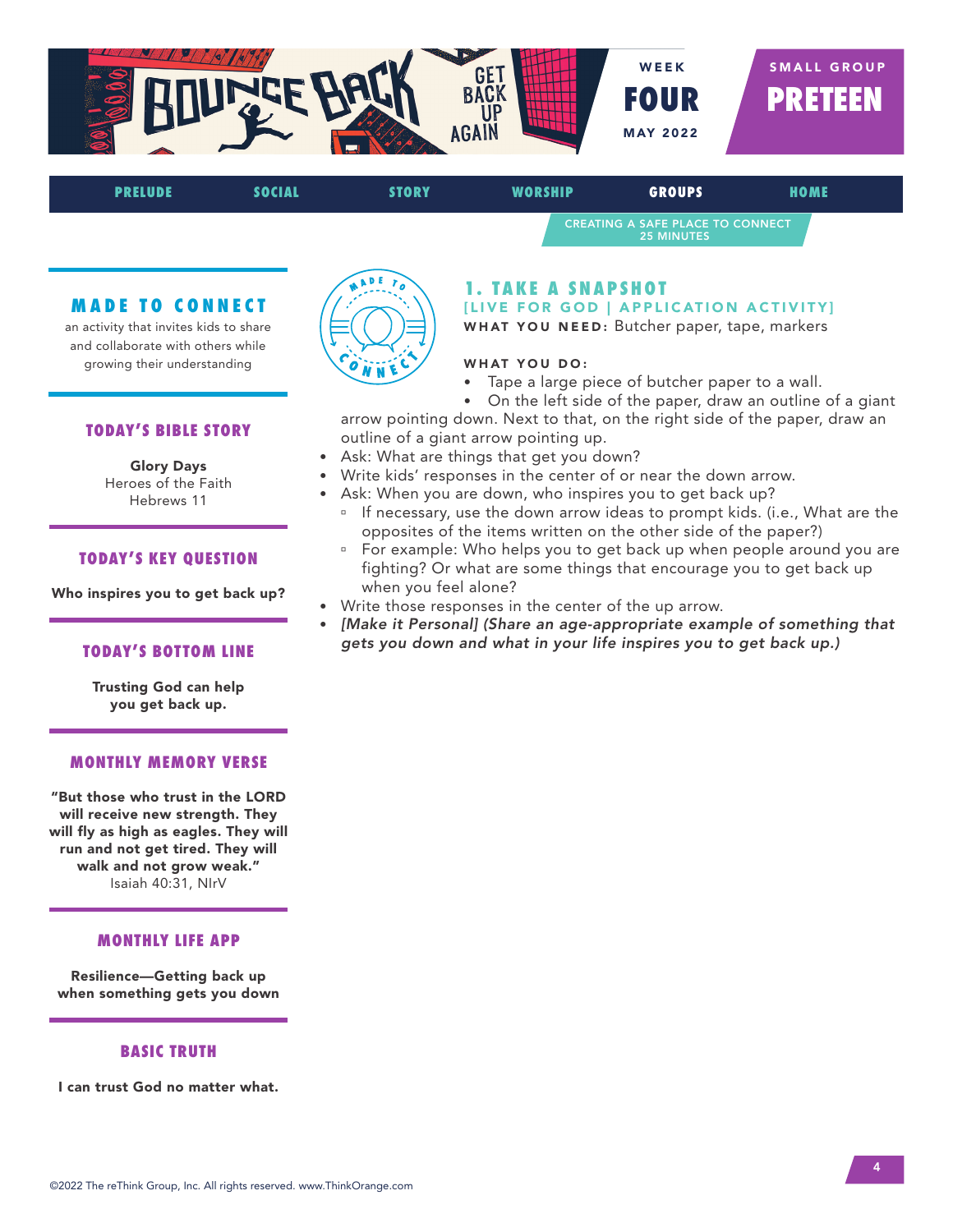BOUNCE BACK — GET BACK UP AGAIN

WEEK **FOUR** MAY 2022

SMALL GROUP **PRETEEN**

PRELUDE | SOCIAL | STORY | WORSHIP | GROUPS | HOME

CREATING A SAFE PLACE TO CONNECT
25 MINUTES

## MADE TO CONNECT

an activity that invites kids to share and collaborate with others while growing their understanding

### TODAY'S BIBLE STORY

**Glory Days**
Heroes of the Faith
Hebrews 11

### TODAY'S KEY QUESTION

**Who inspires you to get back up?**

### TODAY'S BOTTOM LINE

**Trusting God can help you get back up.**

### MONTHLY MEMORY VERSE

**"But those who trust in the LORD will receive new strength. They will fly as high as eagles. They will run and not get tired. They will walk and not grow weak."**
Isaiah 40:31, NIrV

### MONTHLY LIFE APP

**Resilience—Getting back up when something gets you down**

### BASIC TRUTH

**I can trust God no matter what.**

## 1. TAKE A SNAPSHOT

**[LIVE FOR GOD | APPLICATION ACTIVITY]**

**WHAT YOU NEED:** Butcher paper, tape, markers

**WHAT YOU DO:**

- Tape a large piece of butcher paper to a wall.
- On the left side of the paper, draw an outline of a giant arrow pointing down. Next to that, on the right side of the paper, draw an outline of a giant arrow pointing up.
- Ask: What are things that get you down?
- Write kids' responses in the center of or near the down arrow.
- Ask: When you are down, who inspires you to get back up?
  - If necessary, use the down arrow ideas to prompt kids. (i.e., What are the opposites of the items written on the other side of the paper?)
  - For example: Who helps you to get back up when people around you are fighting? Or what are some things that encourage you to get back up when you feel alone?
- Write those responses in the center of the up arrow.
- *[Make it Personal] (Share an age-appropriate example of something that gets you down and what in your life inspires you to get back up.)*

©2022 The reThink Group, Inc. All rights reserved. www.ThinkOrange.com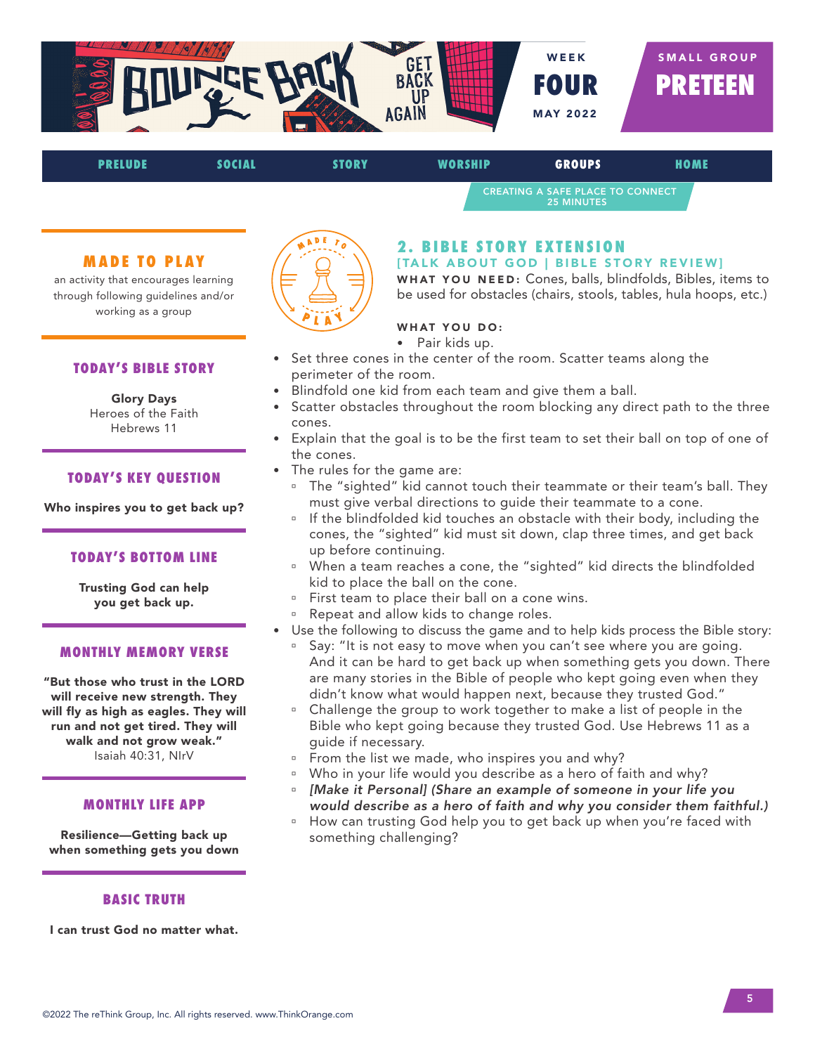BOUNCE BACK — GET BACK UP AGAIN

WEEK **FOUR** MAY 2022

SMALL GROUP **PRETEEN**

PRELUDE | SOCIAL | STORY | WORSHIP | **GROUPS** | HOME

CREATING A SAFE PLACE TO CONNECT
25 MINUTES

## 2. BIBLE STORY EXTENSION

**[TALK ABOUT GOD | BIBLE STORY REVIEW]**

**WHAT YOU NEED:** Cones, balls, blindfolds, Bibles, items to be used for obstacles (chairs, stools, tables, hula hoops, etc.)

**WHAT YOU DO:**

- Pair kids up.
- Set three cones in the center of the room. Scatter teams along the perimeter of the room.
- Blindfold one kid from each team and give them a ball.
- Scatter obstacles throughout the room blocking any direct path to the three cones.
- Explain that the goal is to be the first team to set their ball on top of one of the cones.
- The rules for the game are:
  - The "sighted" kid cannot touch their teammate or their team's ball. They must give verbal directions to guide their teammate to a cone.
  - If the blindfolded kid touches an obstacle with their body, including the cones, the "sighted" kid must sit down, clap three times, and get back up before continuing.
  - When a team reaches a cone, the "sighted" kid directs the blindfolded kid to place the ball on the cone.
  - First team to place their ball on a cone wins.
  - Repeat and allow kids to change roles.
- Use the following to discuss the game and to help kids process the Bible story:
  - Say: "It is not easy to move when you can't see where you are going. And it can be hard to get back up when something gets you down. There are many stories in the Bible of people who kept going even when they didn't know what would happen next, because they trusted God."
  - Challenge the group to work together to make a list of people in the Bible who kept going because they trusted God. Use Hebrews 11 as a guide if necessary.
  - From the list we made, who inspires you and why?
  - Who in your life would you describe as a hero of faith and why?
  - *[Make it Personal] (Share an example of someone in your life you would describe as a hero of faith and why you consider them faithful.)*
  - How can trusting God help you to get back up when you're faced with something challenging?

### MADE TO PLAY

an activity that encourages learning through following guidelines and/or working as a group

### TODAY'S BIBLE STORY

**Glory Days**
Heroes of the Faith
Hebrews 11

### TODAY'S KEY QUESTION

**Who inspires you to get back up?**

### TODAY'S BOTTOM LINE

**Trusting God can help you get back up.**

### MONTHLY MEMORY VERSE

**"But those who trust in the LORD will receive new strength. They will fly as high as eagles. They will run and not get tired. They will walk and not grow weak."**
Isaiah 40:31, NIrV

### MONTHLY LIFE APP

**Resilience—Getting back up when something gets you down**

### BASIC TRUTH

**I can trust God no matter what.**

©2022 The reThink Group, Inc. All rights reserved. www.ThinkOrange.com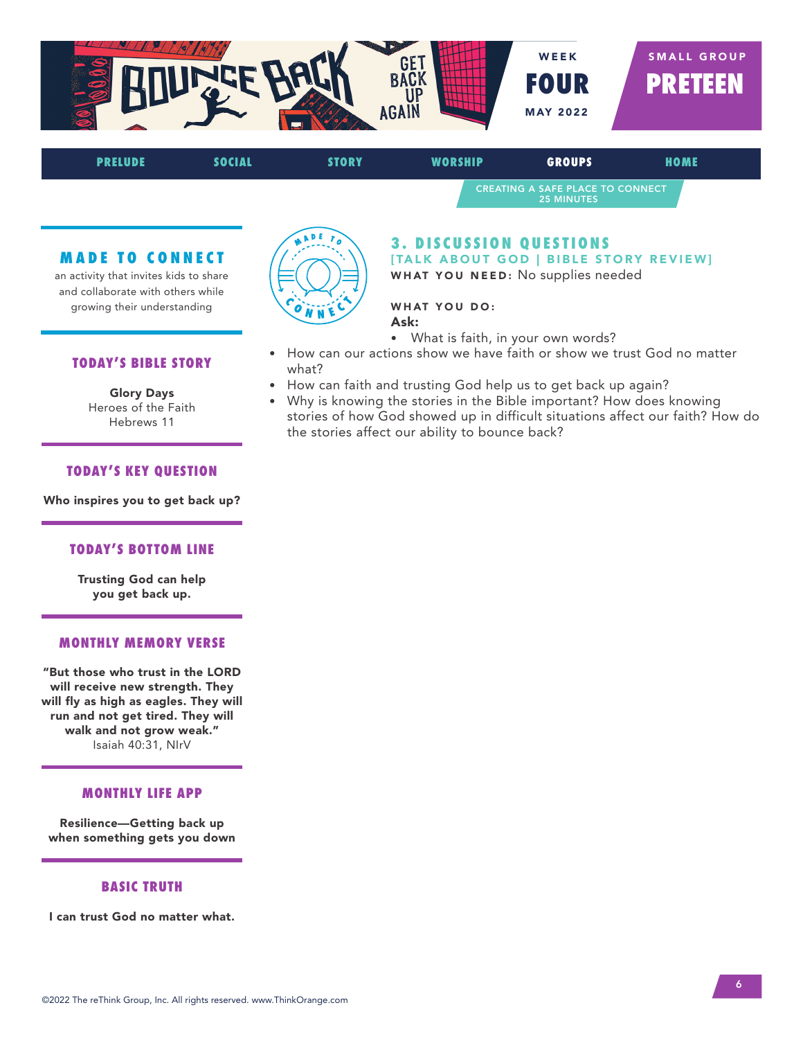BOUNCE BACK — GET BACK UP AGAIN

WEEK **FOUR**
MAY 2022

SMALL GROUP **PRETEEN**

PRELUDE | SOCIAL | STORY | WORSHIP | **GROUPS** | HOME

CREATING A SAFE PLACE TO CONNECT
25 MINUTES

## MADE TO CONNECT

an activity that invites kids to share and collaborate with others while growing their understanding

### TODAY'S BIBLE STORY

**Glory Days**
Heroes of the Faith
Hebrews 11

### TODAY'S KEY QUESTION

**Who inspires you to get back up?**

### TODAY'S BOTTOM LINE

**Trusting God can help you get back up.**

### MONTHLY MEMORY VERSE

**"But those who trust in the LORD will receive new strength. They will fly as high as eagles. They will run and not get tired. They will walk and not grow weak."**
Isaiah 40:31, NIrV

### MONTHLY LIFE APP

**Resilience—Getting back up when something gets you down**

### BASIC TRUTH

**I can trust God no matter what.**

## 3. DISCUSSION QUESTIONS

**[TALK ABOUT GOD | BIBLE STORY REVIEW]**

**WHAT YOU NEED:** No supplies needed

**WHAT YOU DO:**

**Ask:**

- What is faith, in your own words?
- How can our actions show we have faith or show we trust God no matter what?
- How can faith and trusting God help us to get back up again?
- Why is knowing the stories in the Bible important? How does knowing stories of how God showed up in difficult situations affect our faith? How do the stories affect our ability to bounce back?

©2022 The reThink Group, Inc. All rights reserved. www.ThinkOrange.com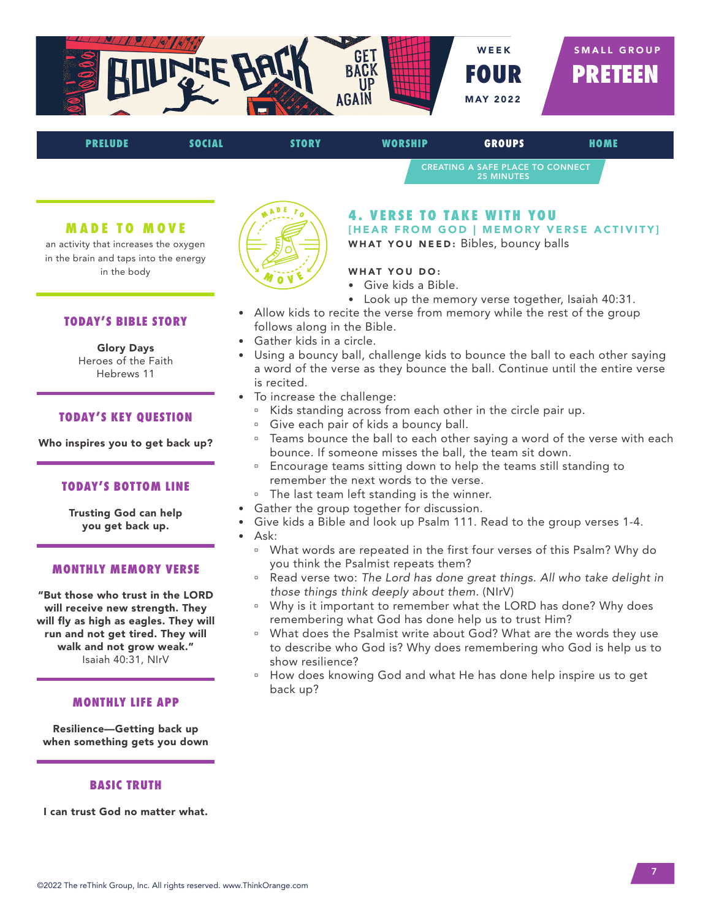# BOUNCE BACK — GET BACK UP AGAIN

WEEK **FOUR** MAY 2022 | SMALL GROUP **PRETEEN**

PRELUDE | SOCIAL | STORY | WORSHIP | **GROUPS** | HOME

CREATING A SAFE PLACE TO CONNECT
25 MINUTES

## 4. VERSE TO TAKE WITH YOU

**[HEAR FROM GOD | MEMORY VERSE ACTIVITY]**

**WHAT YOU NEED:** Bibles, bouncy balls

**WHAT YOU DO:**

- Give kids a Bible.
- Look up the memory verse together, Isaiah 40:31.
- Allow kids to recite the verse from memory while the rest of the group follows along in the Bible.
- Gather kids in a circle.
- Using a bouncy ball, challenge kids to bounce the ball to each other saying a word of the verse as they bounce the ball. Continue until the entire verse is recited.
- To increase the challenge:
  - Kids standing across from each other in the circle pair up.
  - Give each pair of kids a bouncy ball.
  - Teams bounce the ball to each other saying a word of the verse with each bounce. If someone misses the ball, the team sit down.
  - Encourage teams sitting down to help the teams still standing to remember the next words to the verse.
  - The last team left standing is the winner.
- Gather the group together for discussion.
- Give kids a Bible and look up Psalm 111. Read to the group verses 1-4.
- Ask:
  - What words are repeated in the first four verses of this Psalm? Why do you think the Psalmist repeats them?
  - Read verse two: *The Lord has done great things. All who take delight in those things think deeply about them.* (NIrV)
  - Why is it important to remember what the LORD has done? Why does remembering what God has done help us to trust Him?
  - What does the Psalmist write about God? What are the words they use to describe who God is? Why does remembering who God is help us to show resilience?
  - How does knowing God and what He has done help inspire us to get back up?

### MADE TO MOVE

an activity that increases the oxygen in the brain and taps into the energy in the body

### TODAY'S BIBLE STORY

**Glory Days**
Heroes of the Faith
Hebrews 11

### TODAY'S KEY QUESTION

**Who inspires you to get back up?**

### TODAY'S BOTTOM LINE

**Trusting God can help you get back up.**

### MONTHLY MEMORY VERSE

**"But those who trust in the LORD will receive new strength. They will fly as high as eagles. They will run and not get tired. They will walk and not grow weak."**
Isaiah 40:31, NIrV

### MONTHLY LIFE APP

**Resilience—Getting back up when something gets you down**

### BASIC TRUTH

**I can trust God no matter what.**

©2022 The reThink Group, Inc. All rights reserved. www.ThinkOrange.com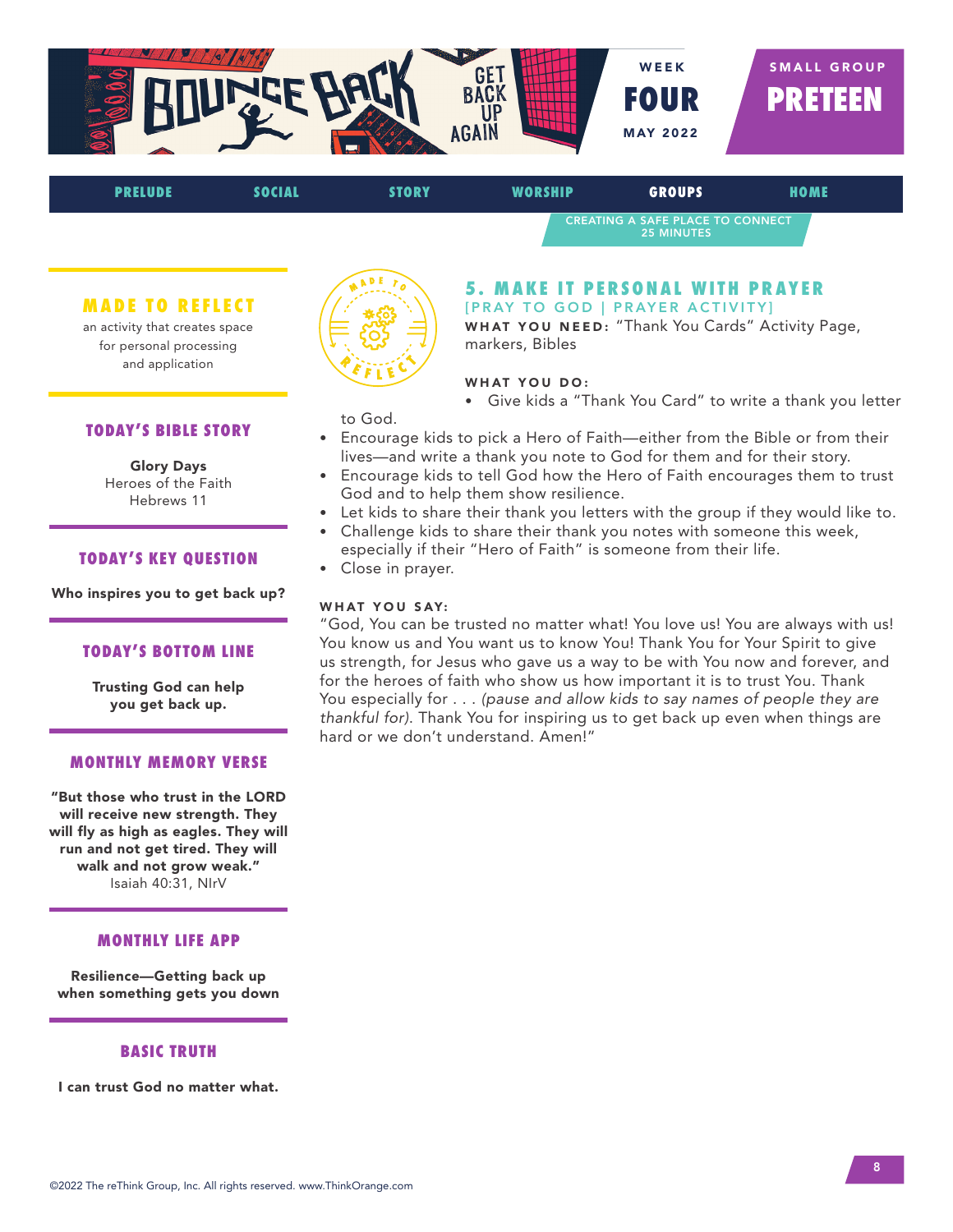BOUNCE BACK — GET BACK UP AGAIN

WEEK **FOUR** MAY 2022

SMALL GROUP **PREETEEN**

PRELUDE | SOCIAL | STORY | WORSHIP | GROUPS | HOME

CREATING A SAFE PLACE TO CONNECT
25 MINUTES

## 5. MAKE IT PERSONAL WITH PRAYER

[PRAY TO GOD | PRAYER ACTIVITY]

**WHAT YOU NEED:** "Thank You Cards" Activity Page, markers, Bibles

**WHAT YOU DO:**

- Give kids a "Thank You Card" to write a thank you letter to God.
- Encourage kids to pick a Hero of Faith—either from the Bible or from their lives—and write a thank you note to God for them and for their story.
- Encourage kids to tell God how the Hero of Faith encourages them to trust God and to help them show resilience.
- Let kids to share their thank you letters with the group if they would like to.
- Challenge kids to share their thank you notes with someone this week, especially if their "Hero of Faith" is someone from their life.
- Close in prayer.

**WHAT YOU SAY:**

"God, You can be trusted no matter what! You love us! You are always with us! You know us and You want us to know You! Thank You for Your Spirit to give us strength, for Jesus who gave us a way to be with You now and forever, and for the heroes of faith who show us how important it is to trust You. Thank You especially for . . . *(pause and allow kids to say names of people they are thankful for)*. Thank You for inspiring us to get back up even when things are hard or we don't understand. Amen!"

---

### MADE TO REFLECT

an activity that creates space for personal processing and application

### TODAY'S BIBLE STORY

**Glory Days**
Heroes of the Faith
Hebrews 11

### TODAY'S KEY QUESTION

**Who inspires you to get back up?**

### TODAY'S BOTTOM LINE

**Trusting God can help you get back up.**

### MONTHLY MEMORY VERSE

**"But those who trust in the LORD will receive new strength. They will fly as high as eagles. They will run and not get tired. They will walk and not grow weak."**
Isaiah 40:31, NIrV

### MONTHLY LIFE APP

**Resilience—Getting back up when something gets you down**

### BASIC TRUTH

**I can trust God no matter what.**

©2022 The reThink Group, Inc. All rights reserved. www.ThinkOrange.com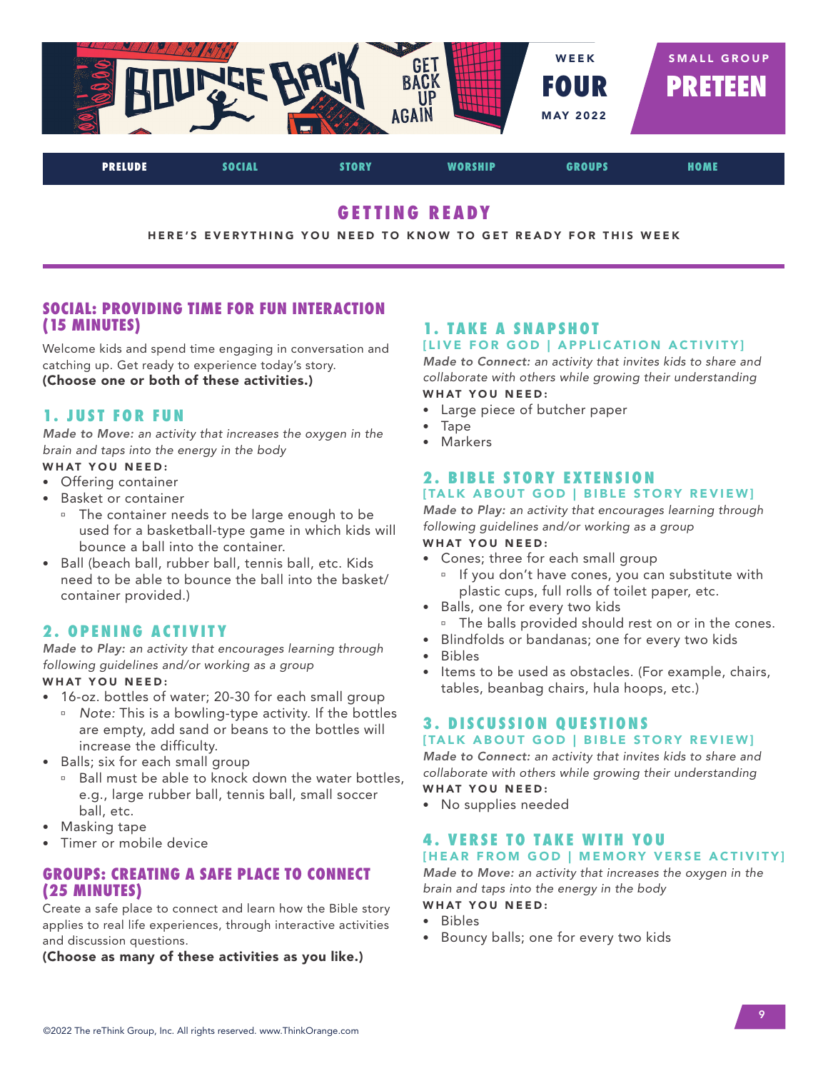BOUNCE BACK — GET BACK UP AGAIN

WEEK **FOUR** MAY 2022 | SMALL GROUP **PRETEEN**

PRELUDE | SOCIAL | STORY | WORSHIP | GROUPS | HOME

# GETTING READY

HERE'S EVERYTHING YOU NEED TO KNOW TO GET READY FOR THIS WEEK

## SOCIAL: PROVIDING TIME FOR FUN INTERACTION (15 MINUTES)

Welcome kids and spend time engaging in conversation and catching up. Get ready to experience today's story.
**(Choose one or both of these activities.)**

### 1. JUST FOR FUN

*Made to Move: an activity that increases the oxygen in the brain and taps into the energy in the body*

**WHAT YOU NEED:**

- Offering container
- Basket or container
  - The container needs to be large enough to be used for a basketball-type game in which kids will bounce a ball into the container.
- Ball (beach ball, rubber ball, tennis ball, etc. Kids need to be able to bounce the ball into the basket/container provided.)

### 2. OPENING ACTIVITY

*Made to Play: an activity that encourages learning through following guidelines and/or working as a group*

**WHAT YOU NEED:**

- 16-oz. bottles of water; 20-30 for each small group
  - *Note:* This is a bowling-type activity. If the bottles are empty, add sand or beans to the bottles will increase the difficulty.
- Balls; six for each small group
  - Ball must be able to knock down the water bottles, e.g., large rubber ball, tennis ball, small soccer ball, etc.
- Masking tape
- Timer or mobile device

## GROUPS: CREATING A SAFE PLACE TO CONNECT (25 MINUTES)

Create a safe place to connect and learn how the Bible story applies to real life experiences, through interactive activities and discussion questions.
**(Choose as many of these activities as you like.)**

### 1. TAKE A SNAPSHOT

**[LIVE FOR GOD | APPLICATION ACTIVITY]**

*Made to Connect: an activity that invites kids to share and collaborate with others while growing their understanding*

**WHAT YOU NEED:**

- Large piece of butcher paper
- Tape
- Markers

### 2. BIBLE STORY EXTENSION

**[TALK ABOUT GOD | BIBLE STORY REVIEW]**

*Made to Play: an activity that encourages learning through following guidelines and/or working as a group*

**WHAT YOU NEED:**

- Cones; three for each small group
  - If you don't have cones, you can substitute with plastic cups, full rolls of toilet paper, etc.
- Balls, one for every two kids
  - The balls provided should rest on or in the cones.
- Blindfolds or bandanas; one for every two kids
- Bibles
- Items to be used as obstacles. (For example, chairs, tables, beanbag chairs, hula hoops, etc.)

### 3. DISCUSSION QUESTIONS

**[TALK ABOUT GOD | BIBLE STORY REVIEW]**

*Made to Connect: an activity that invites kids to share and collaborate with others while growing their understanding*

**WHAT YOU NEED:**

- No supplies needed

### 4. VERSE TO TAKE WITH YOU

**[HEAR FROM GOD | MEMORY VERSE ACTIVITY]**

*Made to Move: an activity that increases the oxygen in the brain and taps into the energy in the body*

**WHAT YOU NEED:**

- Bibles
- Bouncy balls; one for every two kids

©2022 The reThink Group, Inc. All rights reserved. www.ThinkOrange.com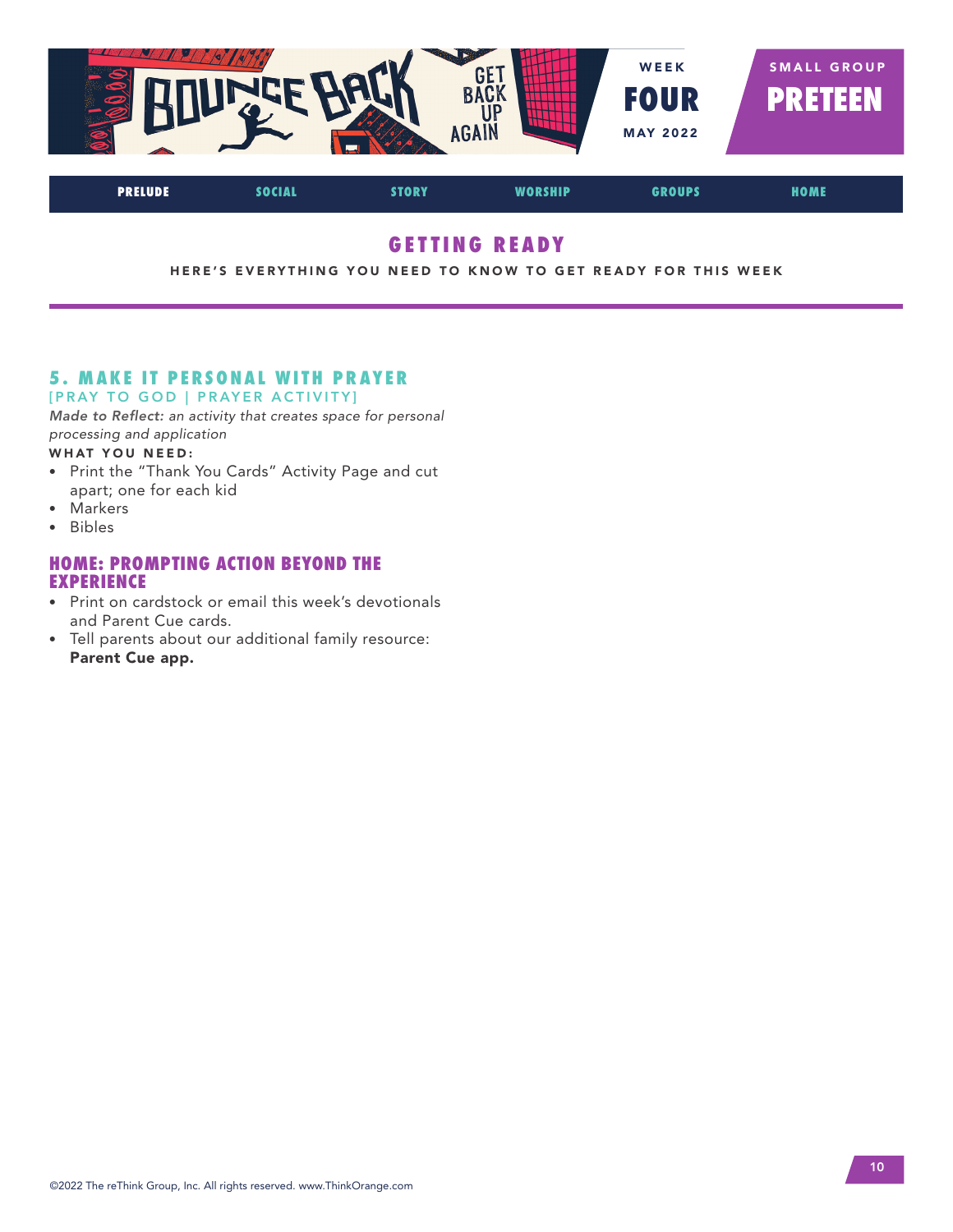# GETTING READY

HERE'S EVERYTHING YOU NEED TO KNOW TO GET READY FOR THIS WEEK

## 5. MAKE IT PERSONAL WITH PRAYER

[PRAY TO GOD | PRAYER ACTIVITY]

***Made to Reflect:*** *an activity that creates space for personal processing and application*

**WHAT YOU NEED:**

- Print the "Thank You Cards" Activity Page and cut apart; one for each kid
- Markers
- Bibles

## HOME: PROMPTING ACTION BEYOND THE EXPERIENCE

- Print on cardstock or email this week's devotionals and Parent Cue cards.
- Tell parents about our additional family resource: **Parent Cue app.**

©2022 The reThink Group, Inc. All rights reserved. www.ThinkOrange.com